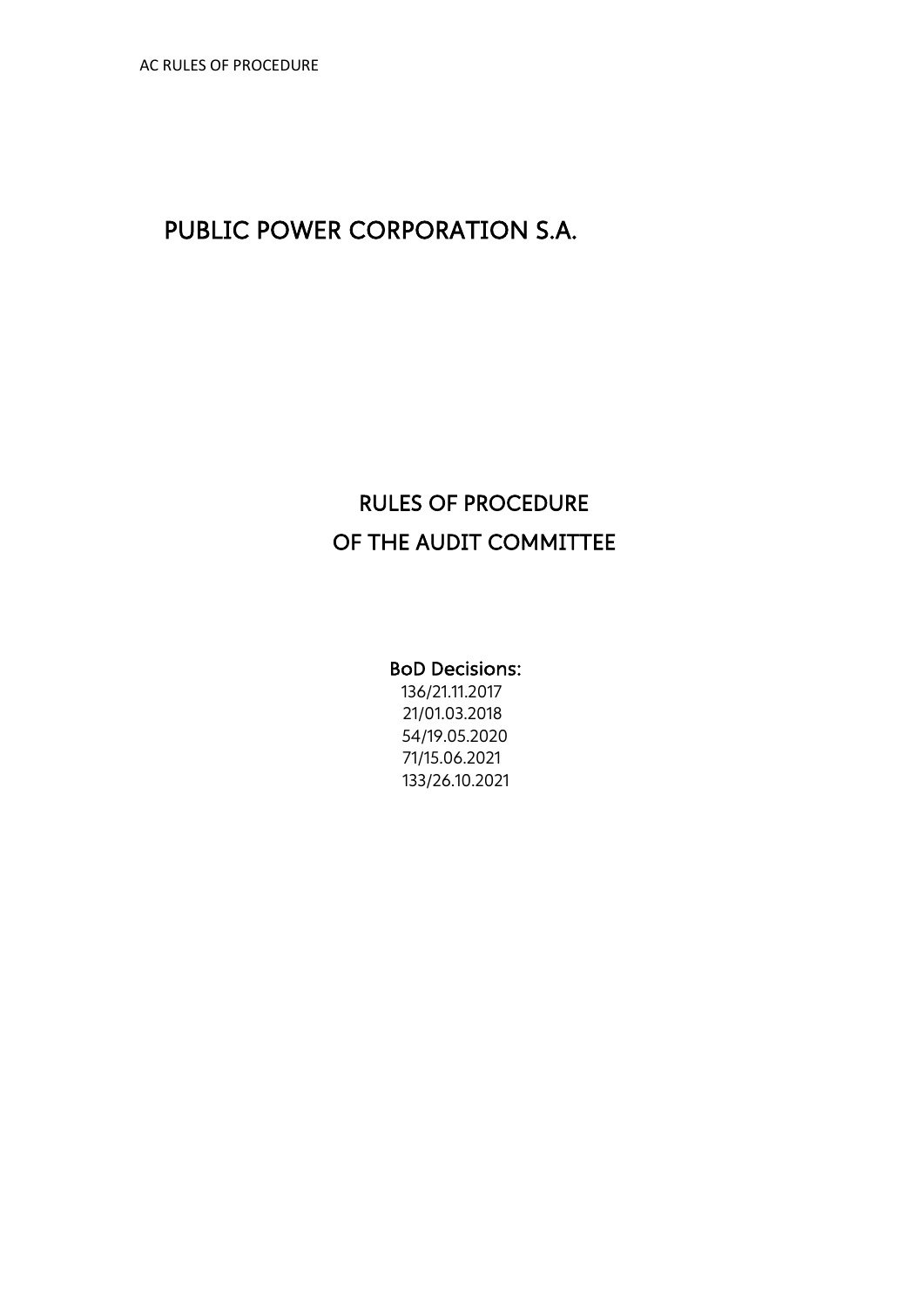# PUBLIC POWER CORPORATION S.A.

## RULES OF PROCEDURE
## OF THE AUDIT COMMITTEE

**BoD Decisions:**

136/21.11.2017
21/01.03.2018
54/19.05.2020
71/15.06.2021
133/26.10.2021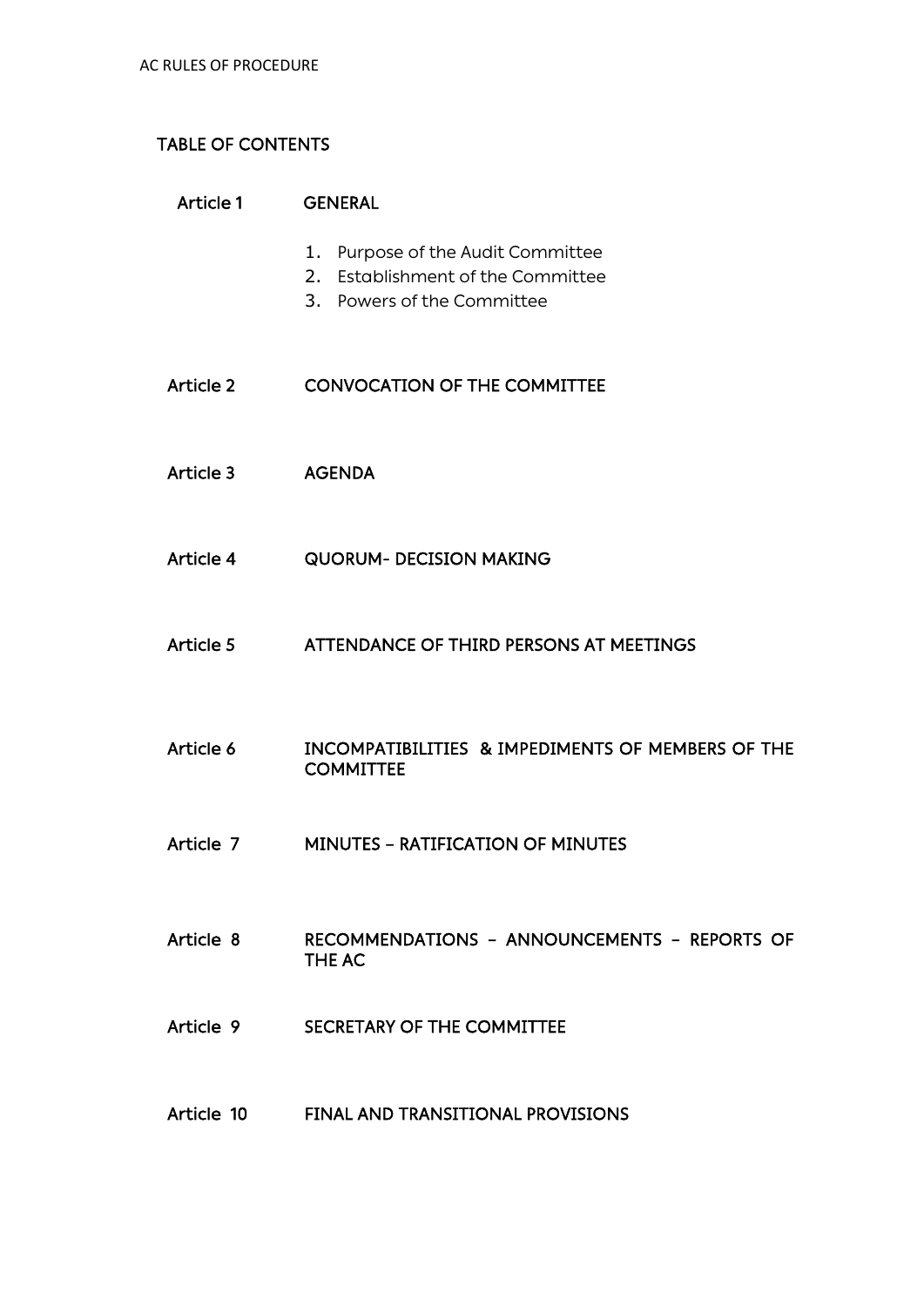## TABLE OF CONTENTS

| | |
|---|---|
| Article 1 | GENERAL |
| | 1. Purpose of the Audit Committee<br>2. Establishment of the Committee<br>3. Powers of the Committee |
| Article 2 | CONVOCATION OF THE COMMITTEE |
| Article 3 | AGENDA |
| Article 4 | QUORUM- DECISION MAKING |
| Article 5 | ATTENDANCE OF THIRD PERSONS AT MEETINGS |
| Article 6 | INCOMPATIBILITIES & IMPEDIMENTS OF MEMBERS OF THE COMMITTEE |
| Article 7 | MINUTES – RATIFICATION OF MINUTES |
| Article 8 | RECOMMENDATIONS – ANNOUNCEMENTS – REPORTS OF THE AC |
| Article 9 | SECRETARY OF THE COMMITTEE |
| Article 10 | FINAL AND TRANSITIONAL PROVISIONS |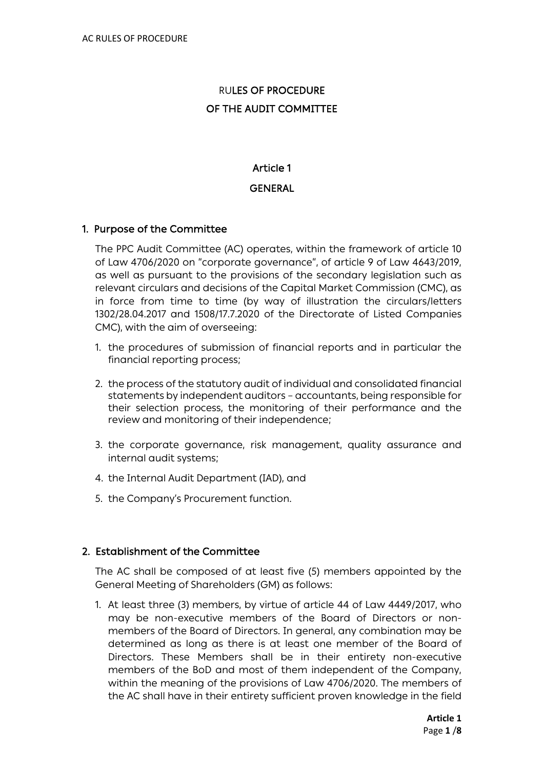# RULES OF PROCEDURE
# OF THE AUDIT COMMITTEE

## Article 1
## GENERAL

### 1. Purpose of the Committee

The PPC Audit Committee (AC) operates, within the framework of article 10 of Law 4706/2020 on "corporate governance", of article 9 of Law 4643/2019, as well as pursuant to the provisions of the secondary legislation such as relevant circulars and decisions of the Capital Market Commission (CMC), as in force from time to time (by way of illustration the circulars/letters 1302/28.04.2017 and 1508/17.7.2020 of the Directorate of Listed Companies CMC), with the aim of overseeing:

1. the procedures of submission of financial reports and in particular the financial reporting process;
2. the process of the statutory audit of individual and consolidated financial statements by independent auditors – accountants, being responsible for their selection process, the monitoring of their performance and the review and monitoring of their independence;
3. the corporate governance, risk management, quality assurance and internal audit systems;
4. the Internal Audit Department (IAD), and
5. the Company's Procurement function.

### 2. Establishment of the Committee

The AC shall be composed of at least five (5) members appointed by the General Meeting of Shareholders (GM) as follows:

1. At least three (3) members, by virtue of article 44 of Law 4449/2017, who may be non-executive members of the Board of Directors or non-members of the Board of Directors. In general, any combination may be determined as long as there is at least one member of the Board of Directors. These Members shall be in their entirety non-executive members of the BoD and most of them independent of the Company, within the meaning of the provisions of Law 4706/2020. The members of the AC shall have in their entirety sufficient proven knowledge in the field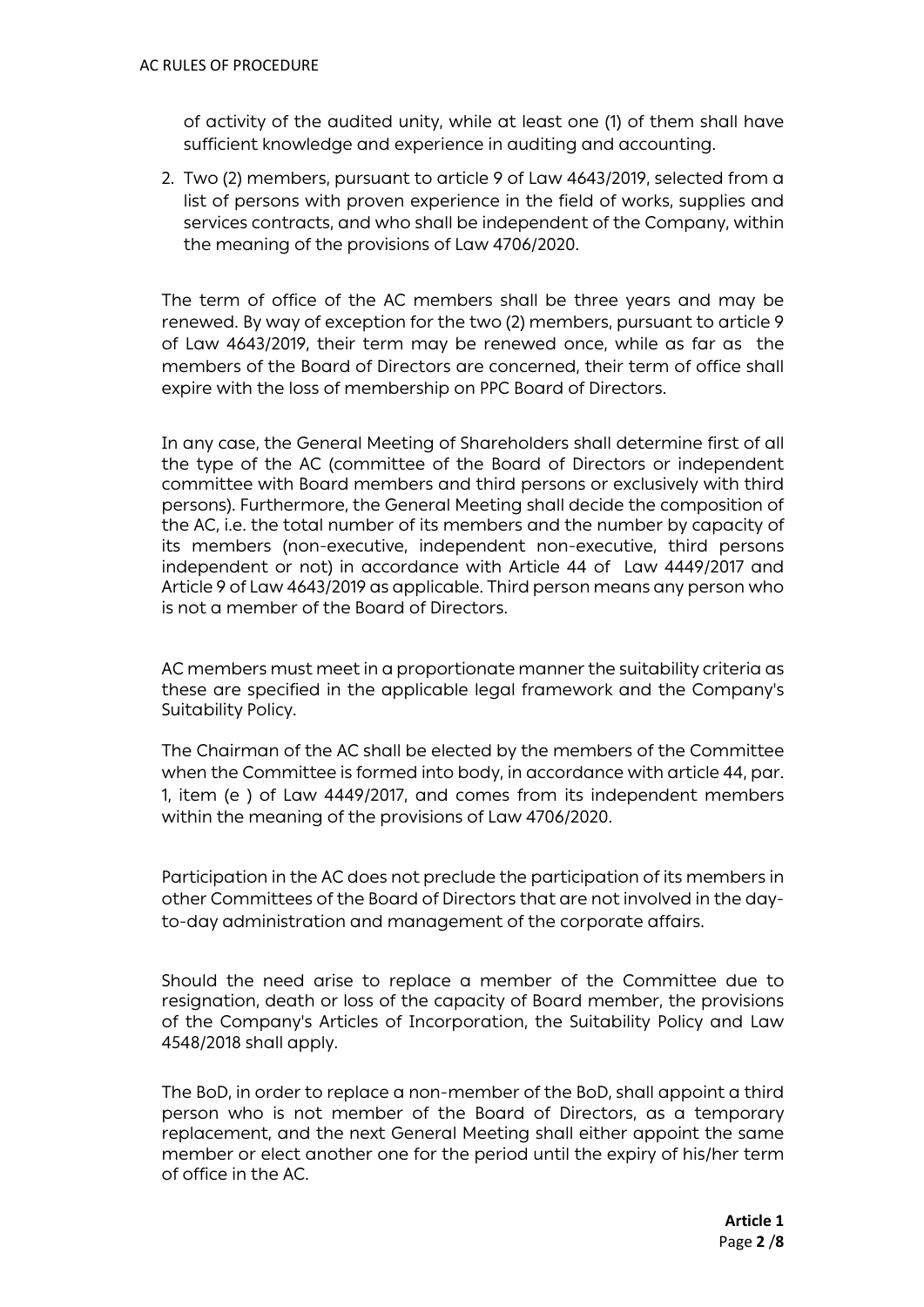of activity of the audited unity, while at least one (1) of them shall have sufficient knowledge and experience in auditing and accounting.

2. Two (2) members, pursuant to article 9 of Law 4643/2019, selected from a list of persons with proven experience in the field of works, supplies and services contracts, and who shall be independent of the Company, within the meaning of the provisions of Law 4706/2020.

The term of office of the AC members shall be three years and may be renewed. By way of exception for the two (2) members, pursuant to article 9 of Law 4643/2019, their term may be renewed once, while as far as the members of the Board of Directors are concerned, their term of office shall expire with the loss of membership on PPC Board of Directors.

In any case, the General Meeting of Shareholders shall determine first of all the type of the AC (committee of the Board of Directors or independent committee with Board members and third persons or exclusively with third persons). Furthermore, the General Meeting shall decide the composition of the AC, i.e. the total number of its members and the number by capacity of its members (non-executive, independent non-executive, third persons independent or not) in accordance with Article 44 of Law 4449/2017 and Article 9 of Law 4643/2019 as applicable. Third person means any person who is not a member of the Board of Directors.

AC members must meet in a proportionate manner the suitability criteria as these are specified in the applicable legal framework and the Company's Suitability Policy.

The Chairman of the AC shall be elected by the members of the Committee when the Committee is formed into body, in accordance with article 44, par. 1, item (e ) of Law 4449/2017, and comes from its independent members within the meaning of the provisions of Law 4706/2020.

Participation in the AC does not preclude the participation of its members in other Committees of the Board of Directors that are not involved in the day-to-day administration and management of the corporate affairs.

Should the need arise to replace a member of the Committee due to resignation, death or loss of the capacity of Board member, the provisions of the Company's Articles of Incorporation, the Suitability Policy and Law 4548/2018 shall apply.

The BoD, in order to replace a non-member of the BoD, shall appoint a third person who is not member of the Board of Directors, as a temporary replacement, and the next General Meeting shall either appoint the same member or elect another one for the period until the expiry of his/her term of office in the AC.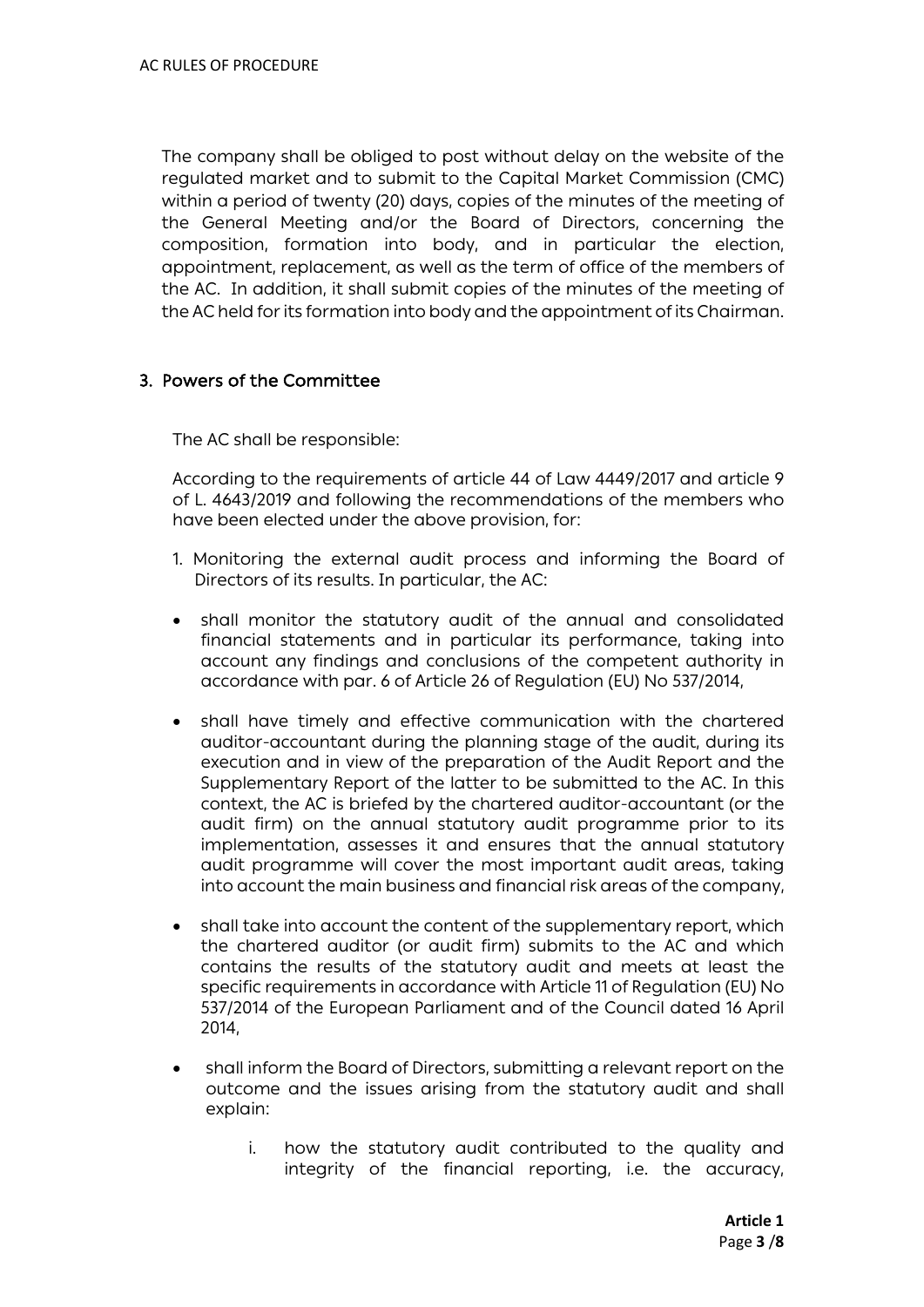The company shall be obliged to post without delay on the website of the regulated market and to submit to the Capital Market Commission (CMC) within a period of twenty (20) days, copies of the minutes of the meeting of the General Meeting and/or the Board of Directors, concerning the composition, formation into body, and in particular the election, appointment, replacement, as well as the term of office of the members of the AC. In addition, it shall submit copies of the minutes of the meeting of the AC held for its formation into body and the appointment of its Chairman.

## 3. Powers of the Committee

The AC shall be responsible:

According to the requirements of article 44 of Law 4449/2017 and article 9 of L. 4643/2019 and following the recommendations of the members who have been elected under the above provision, for:

1. Monitoring the external audit process and informing the Board of Directors of its results. In particular, the AC:

- shall monitor the statutory audit of the annual and consolidated financial statements and in particular its performance, taking into account any findings and conclusions of the competent authority in accordance with par. 6 of Article 26 of Regulation (EU) No 537/2014,

- shall have timely and effective communication with the chartered auditor-accountant during the planning stage of the audit, during its execution and in view of the preparation of the Audit Report and the Supplementary Report of the latter to be submitted to the AC. In this context, the AC is briefed by the chartered auditor-accountant (or the audit firm) on the annual statutory audit programme prior to its implementation, assesses it and ensures that the annual statutory audit programme will cover the most important audit areas, taking into account the main business and financial risk areas of the company,

- shall take into account the content of the supplementary report, which the chartered auditor (or audit firm) submits to the AC and which contains the results of the statutory audit and meets at least the specific requirements in accordance with Article 11 of Regulation (EU) No 537/2014 of the European Parliament and of the Council dated 16 April 2014,

- shall inform the Board of Directors, submitting a relevant report on the outcome and the issues arising from the statutory audit and shall explain:

    i. how the statutory audit contributed to the quality and integrity of the financial reporting, i.e. the accuracy,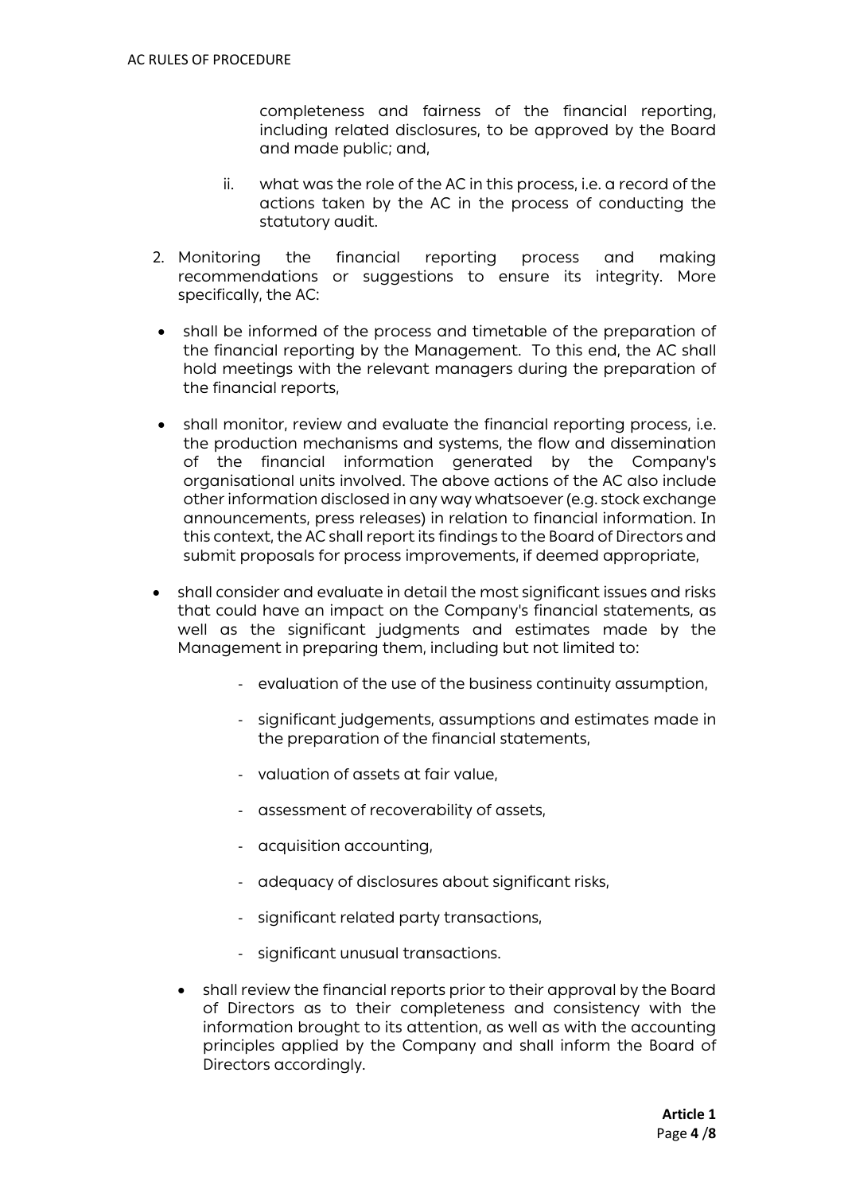completeness and fairness of the financial reporting, including related disclosures, to be approved by the Board and made public; and,

ii. what was the role of the AC in this process, i.e. a record of the actions taken by the AC in the process of conducting the statutory audit.

2. Monitoring the financial reporting process and making recommendations or suggestions to ensure its integrity. More specifically, the AC:

- shall be informed of the process and timetable of the preparation of the financial reporting by the Management. To this end, the AC shall hold meetings with the relevant managers during the preparation of the financial reports,
- shall monitor, review and evaluate the financial reporting process, i.e. the production mechanisms and systems, the flow and dissemination of the financial information generated by the Company's organisational units involved. The above actions of the AC also include other information disclosed in any way whatsoever (e.g. stock exchange announcements, press releases) in relation to financial information. In this context, the AC shall report its findings to the Board of Directors and submit proposals for process improvements, if deemed appropriate,
- shall consider and evaluate in detail the most significant issues and risks that could have an impact on the Company's financial statements, as well as the significant judgments and estimates made by the Management in preparing them, including but not limited to:
  - evaluation of the use of the business continuity assumption,
  - significant judgements, assumptions and estimates made in the preparation of the financial statements,
  - valuation of assets at fair value,
  - assessment of recoverability of assets,
  - acquisition accounting,
  - adequacy of disclosures about significant risks,
  - significant related party transactions,
  - significant unusual transactions.
- shall review the financial reports prior to their approval by the Board of Directors as to their completeness and consistency with the information brought to its attention, as well as with the accounting principles applied by the Company and shall inform the Board of Directors accordingly.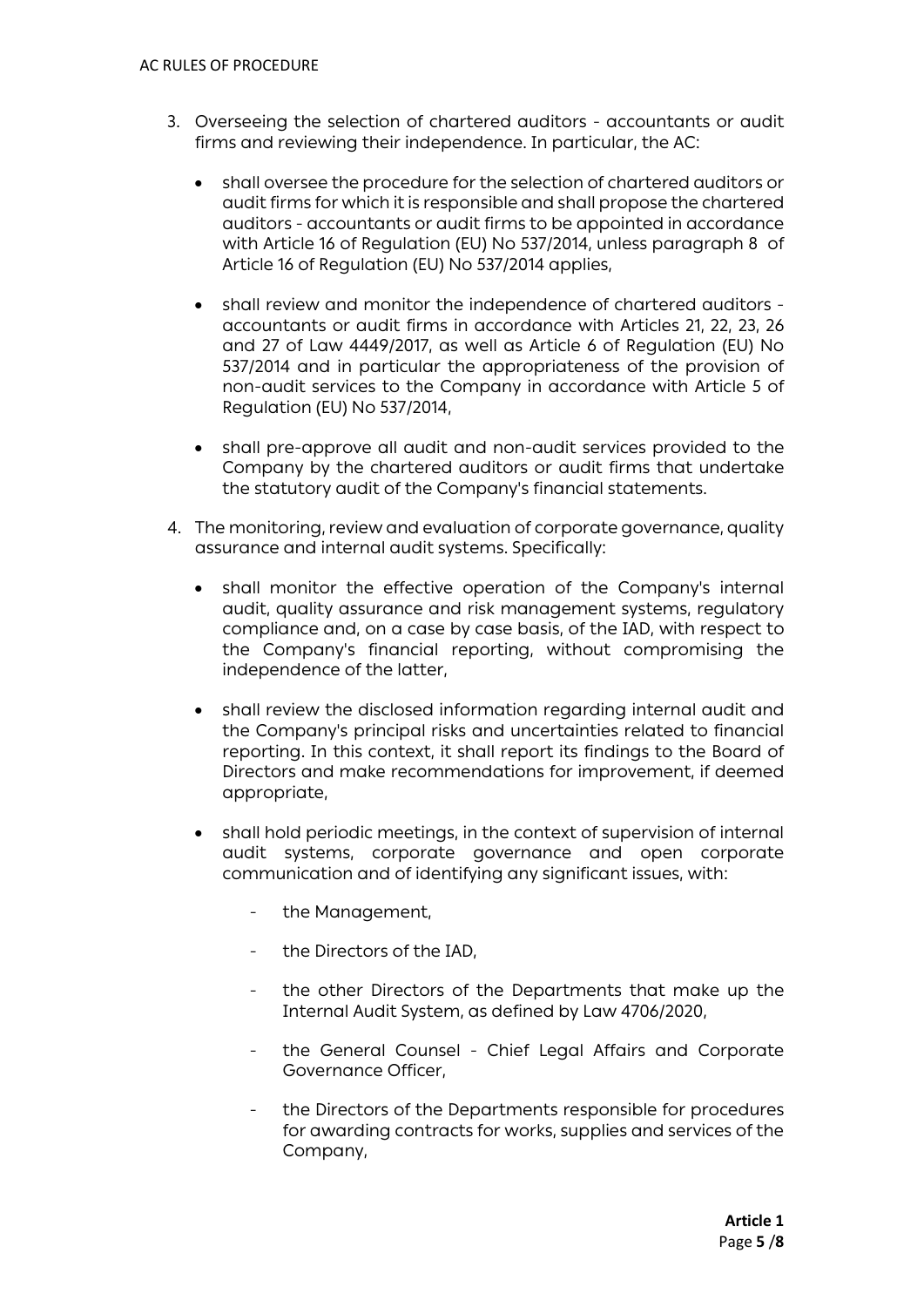3. Overseeing the selection of chartered auditors - accountants or audit firms and reviewing their independence. In particular, the AC:

   - shall oversee the procedure for the selection of chartered auditors or audit firms for which it is responsible and shall propose the chartered auditors - accountants or audit firms to be appointed in accordance with Article 16 of Regulation (EU) No 537/2014, unless paragraph 8 of Article 16 of Regulation (EU) No 537/2014 applies,

   - shall review and monitor the independence of chartered auditors - accountants or audit firms in accordance with Articles 21, 22, 23, 26 and 27 of Law 4449/2017, as well as Article 6 of Regulation (EU) No 537/2014 and in particular the appropriateness of the provision of non-audit services to the Company in accordance with Article 5 of Regulation (EU) No 537/2014,

   - shall pre-approve all audit and non-audit services provided to the Company by the chartered auditors or audit firms that undertake the statutory audit of the Company's financial statements.

4. The monitoring, review and evaluation of corporate governance, quality assurance and internal audit systems. Specifically:

   - shall monitor the effective operation of the Company's internal audit, quality assurance and risk management systems, regulatory compliance and, on a case by case basis, of the IAD, with respect to the Company's financial reporting, without compromising the independence of the latter,

   - shall review the disclosed information regarding internal audit and the Company's principal risks and uncertainties related to financial reporting. In this context, it shall report its findings to the Board of Directors and make recommendations for improvement, if deemed appropriate,

   - shall hold periodic meetings, in the context of supervision of internal audit systems, corporate governance and open corporate communication and of identifying any significant issues, with:

     - the Management,

     - the Directors of the IAD,

     - the other Directors of the Departments that make up the Internal Audit System, as defined by Law 4706/2020,

     - the General Counsel - Chief Legal Affairs and Corporate Governance Officer,

     - the Directors of the Departments responsible for procedures for awarding contracts for works, supplies and services of the Company,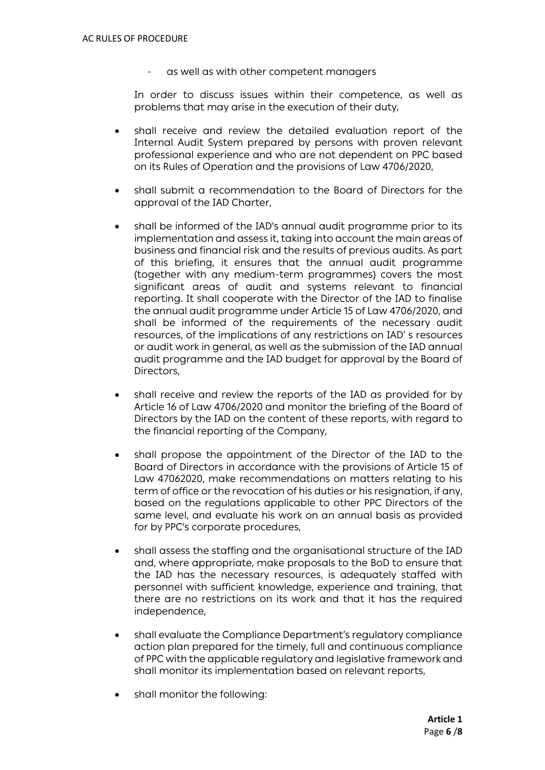- as well as with other competent managers

In order to discuss issues within their competence, as well as problems that may arise in the execution of their duty,

- shall receive and review the detailed evaluation report of the Internal Audit System prepared by persons with proven relevant professional experience and who are not dependent on PPC based on its Rules of Operation and the provisions of Law 4706/2020,
- shall submit a recommendation to the Board of Directors for the approval of the IAD Charter,
- shall be informed of the IAD's annual audit programme prior to its implementation and assess it, taking into account the main areas of business and financial risk and the results of previous audits. As part of this briefing, it ensures that the annual audit programme (together with any medium-term programmes) covers the most significant areas of audit and systems relevant to financial reporting. It shall cooperate with the Director of the IAD to finalise the annual audit programme under Article 15 of Law 4706/2020, and shall be informed of the requirements of the necessary audit resources, of the implications of any restrictions on IAD' s resources or audit work in general, as well as the submission of the IAD annual audit programme and the IAD budget for approval by the Board of Directors,
- shall receive and review the reports of the IAD as provided for by Article 16 of Law 4706/2020 and monitor the briefing of the Board of Directors by the IAD on the content of these reports, with regard to the financial reporting of the Company,
- shall propose the appointment of the Director of the IAD to the Board of Directors in accordance with the provisions of Article 15 of Law 47062020, make recommendations on matters relating to his term of office or the revocation of his duties or his resignation, if any, based on the regulations applicable to other PPC Directors of the same level, and evaluate his work on an annual basis as provided for by PPC's corporate procedures,
- shall assess the staffing and the organisational structure of the IAD and, where appropriate, make proposals to the BoD to ensure that the IAD has the necessary resources, is adequately staffed with personnel with sufficient knowledge, experience and training, that there are no restrictions on its work and that it has the required independence,
- shall evaluate the Compliance Department's regulatory compliance action plan prepared for the timely, full and continuous compliance of PPC with the applicable regulatory and legislative framework and shall monitor its implementation based on relevant reports,
- shall monitor the following: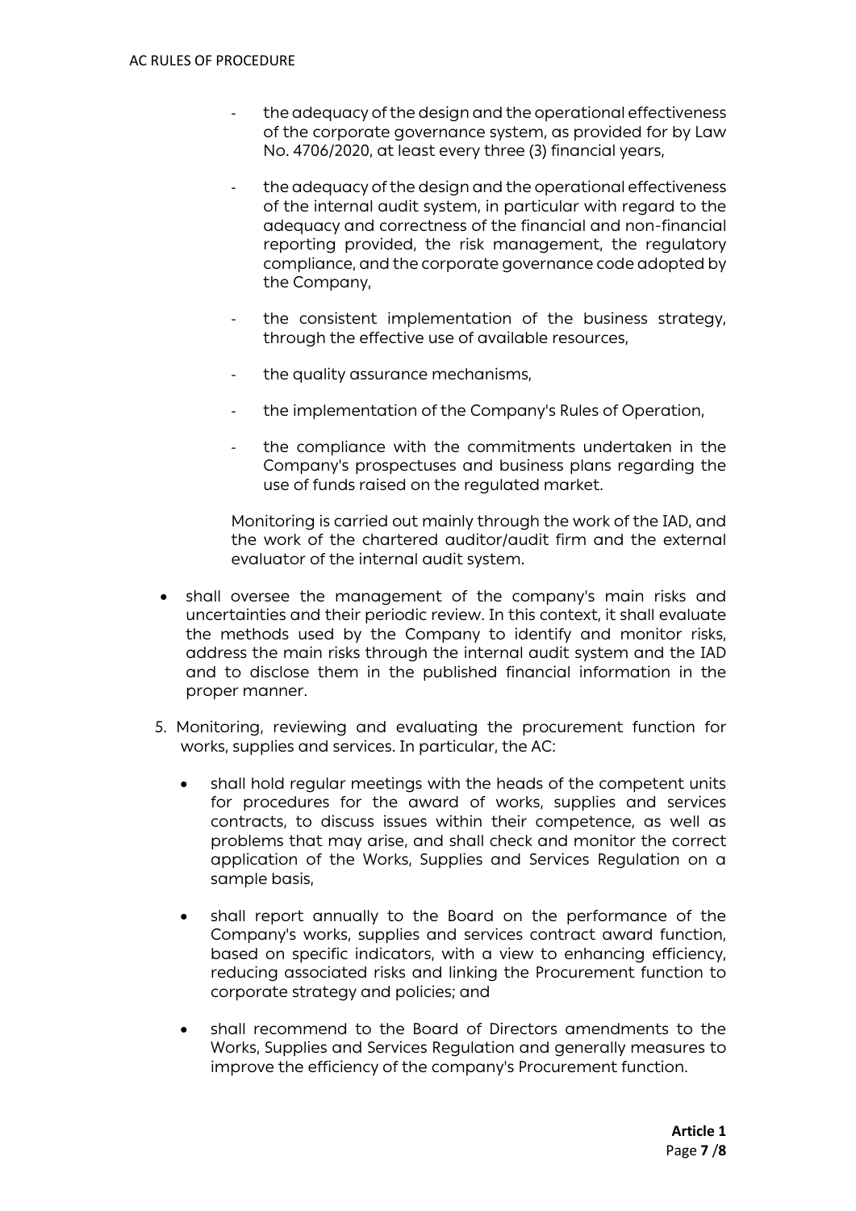- the adequacy of the design and the operational effectiveness of the corporate governance system, as provided for by Law No. 4706/2020, at least every three (3) financial years,
- the adequacy of the design and the operational effectiveness of the internal audit system, in particular with regard to the adequacy and correctness of the financial and non-financial reporting provided, the risk management, the regulatory compliance, and the corporate governance code adopted by the Company,
- the consistent implementation of the business strategy, through the effective use of available resources,
- the quality assurance mechanisms,
- the implementation of the Company's Rules of Operation,
- the compliance with the commitments undertaken in the Company's prospectuses and business plans regarding the use of funds raised on the regulated market.

Monitoring is carried out mainly through the work of the IAD, and the work of the chartered auditor/audit firm and the external evaluator of the internal audit system.

- shall oversee the management of the company's main risks and uncertainties and their periodic review. In this context, it shall evaluate the methods used by the Company to identify and monitor risks, address the main risks through the internal audit system and the IAD and to disclose them in the published financial information in the proper manner.

5. Monitoring, reviewing and evaluating the procurement function for works, supplies and services. In particular, the AC:

   - shall hold regular meetings with the heads of the competent units for procedures for the award of works, supplies and services contracts, to discuss issues within their competence, as well as problems that may arise, and shall check and monitor the correct application of the Works, Supplies and Services Regulation on a sample basis,
   - shall report annually to the Board on the performance of the Company's works, supplies and services contract award function, based on specific indicators, with a view to enhancing efficiency, reducing associated risks and linking the Procurement function to corporate strategy and policies; and
   - shall recommend to the Board of Directors amendments to the Works, Supplies and Services Regulation and generally measures to improve the efficiency of the company's Procurement function.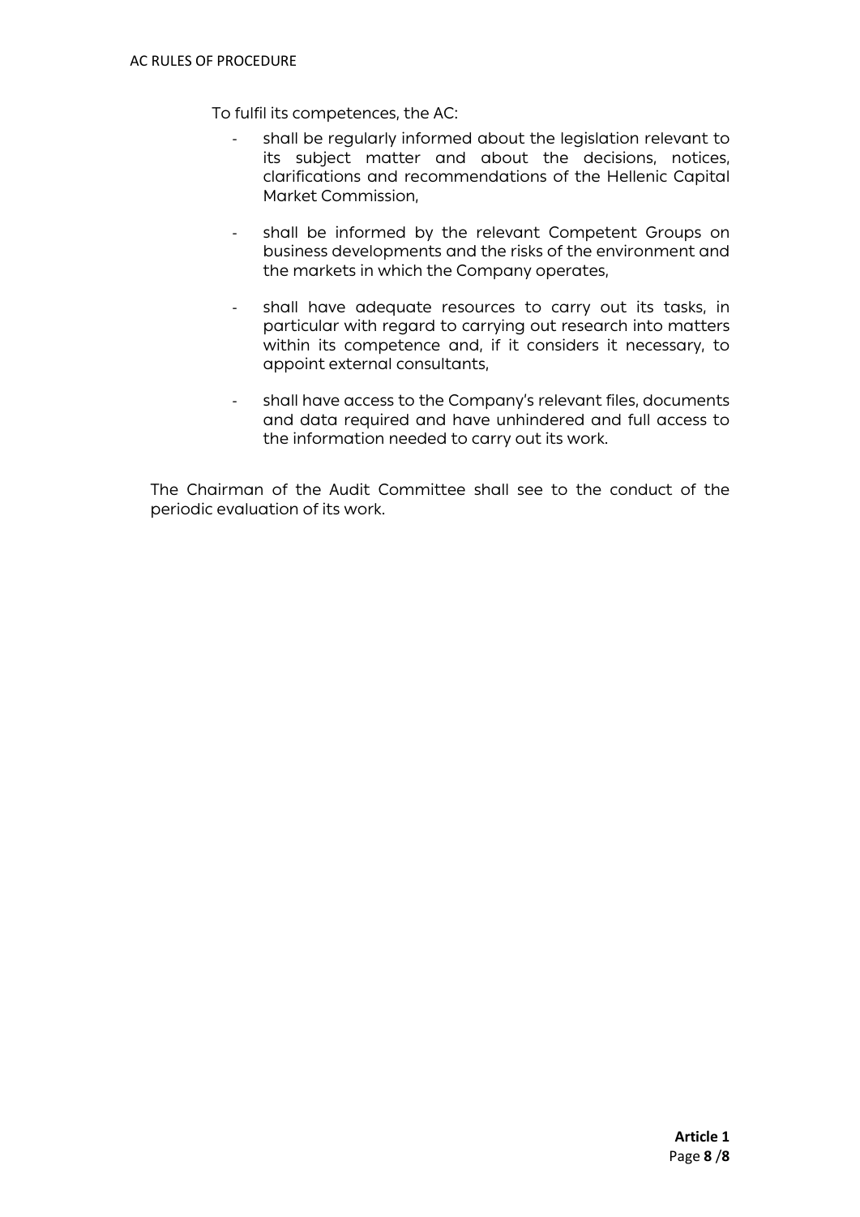To fulfil its competences, the AC:

- shall be regularly informed about the legislation relevant to its subject matter and about the decisions, notices, clarifications and recommendations of the Hellenic Capital Market Commission,

- shall be informed by the relevant Competent Groups on business developments and the risks of the environment and the markets in which the Company operates,

- shall have adequate resources to carry out its tasks, in particular with regard to carrying out research into matters within its competence and, if it considers it necessary, to appoint external consultants,

- shall have access to the Company's relevant files, documents and data required and have unhindered and full access to the information needed to carry out its work.

The Chairman of the Audit Committee shall see to the conduct of the periodic evaluation of its work.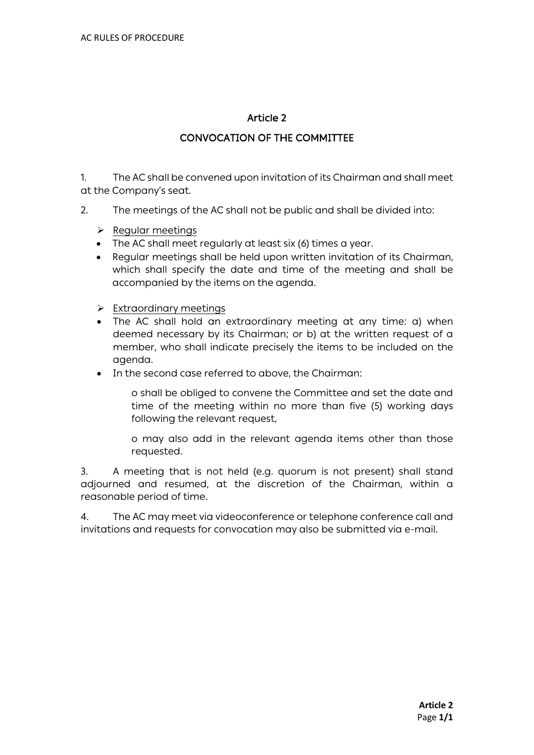# Article 2

## CONVOCATION OF THE COMMITTEE

1. The AC shall be convened upon invitation of its Chairman and shall meet at the Company's seat.

2. The meetings of the AC shall not be public and shall be divided into:

   - Regular meetings
   - The AC shall meet regularly at least six (6) times a year.
   - Regular meetings shall be held upon written invitation of its Chairman, which shall specify the date and time of the meeting and shall be accompanied by the items on the agenda.

   - Extraordinary meetings
   - The AC shall hold an extraordinary meeting at any time: a) when deemed necessary by its Chairman; or b) at the written request of a member, who shall indicate precisely the items to be included on the agenda.
   - In the second case referred to above, the Chairman:

     - shall be obliged to convene the Committee and set the date and time of the meeting within no more than five (5) working days following the relevant request,

     - may also add in the relevant agenda items other than those requested.

3. A meeting that is not held (e.g. quorum is not present) shall stand adjourned and resumed, at the discretion of the Chairman, within a reasonable period of time.

4. The AC may meet via videoconference or telephone conference call and invitations and requests for convocation may also be submitted via e-mail.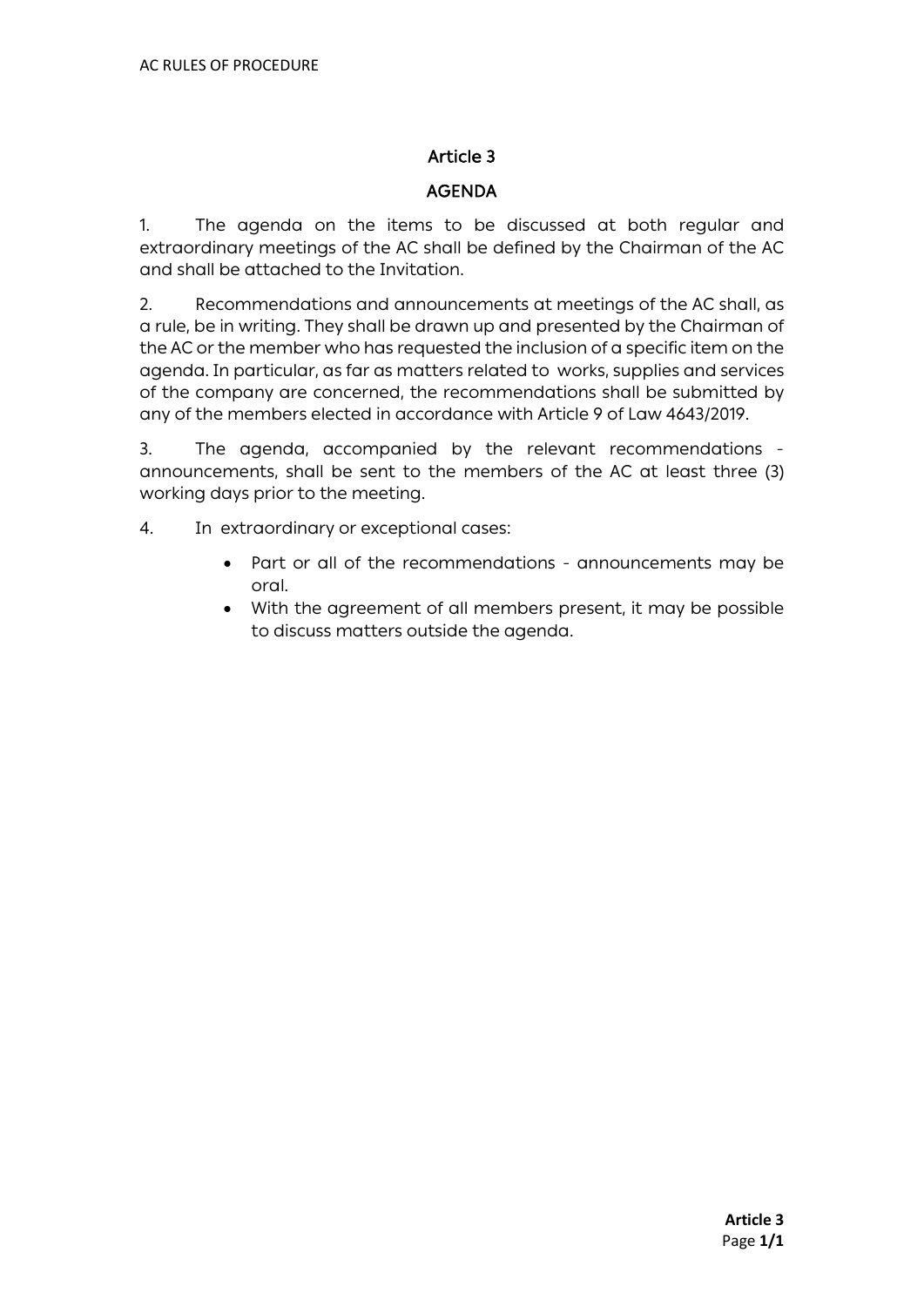# Article 3

## AGENDA

1. The agenda on the items to be discussed at both regular and extraordinary meetings of the AC shall be defined by the Chairman of the AC and shall be attached to the Invitation.

2. Recommendations and announcements at meetings of the AC shall, as a rule, be in writing. They shall be drawn up and presented by the Chairman of the AC or the member who has requested the inclusion of a specific item on the agenda. In particular, as far as matters related to works, supplies and services of the company are concerned, the recommendations shall be submitted by any of the members elected in accordance with Article 9 of Law 4643/2019.

3. The agenda, accompanied by the relevant recommendations - announcements, shall be sent to the members of the AC at least three (3) working days prior to the meeting.

4. In extraordinary or exceptional cases:
   - Part or all of the recommendations - announcements may be oral.
   - With the agreement of all members present, it may be possible to discuss matters outside the agenda.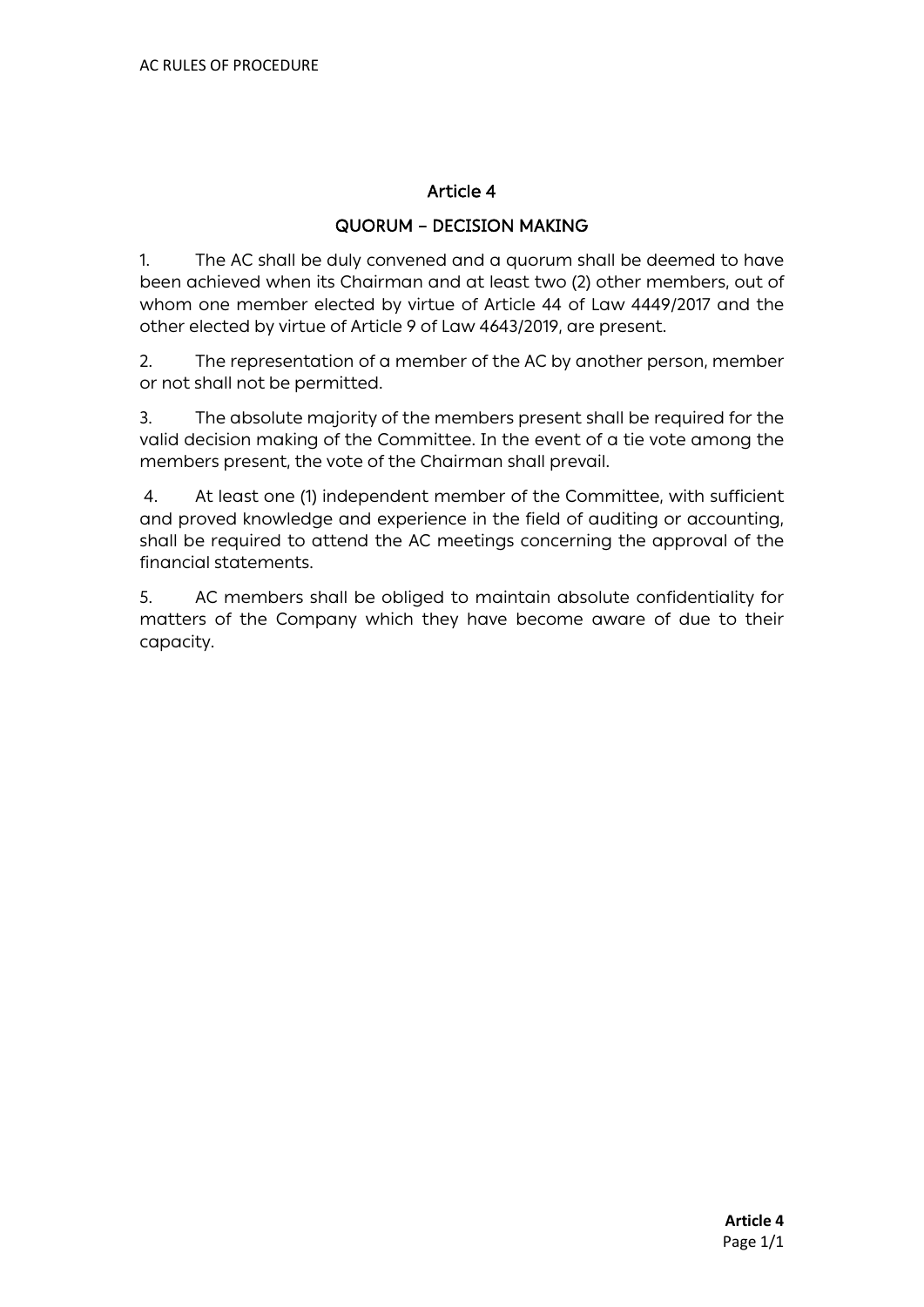## Article 4

## QUORUM – DECISION MAKING

1. The AC shall be duly convened and a quorum shall be deemed to have been achieved when its Chairman and at least two (2) other members, out of whom one member elected by virtue of Article 44 of Law 4449/2017 and the other elected by virtue of Article 9 of Law 4643/2019, are present.

2. The representation of a member of the AC by another person, member or not shall not be permitted.

3. The absolute majority of the members present shall be required for the valid decision making of the Committee. In the event of a tie vote among the members present, the vote of the Chairman shall prevail.

4. At least one (1) independent member of the Committee, with sufficient and proved knowledge and experience in the field of auditing or accounting, shall be required to attend the AC meetings concerning the approval of the financial statements.

5. AC members shall be obliged to maintain absolute confidentiality for matters of the Company which they have become aware of due to their capacity.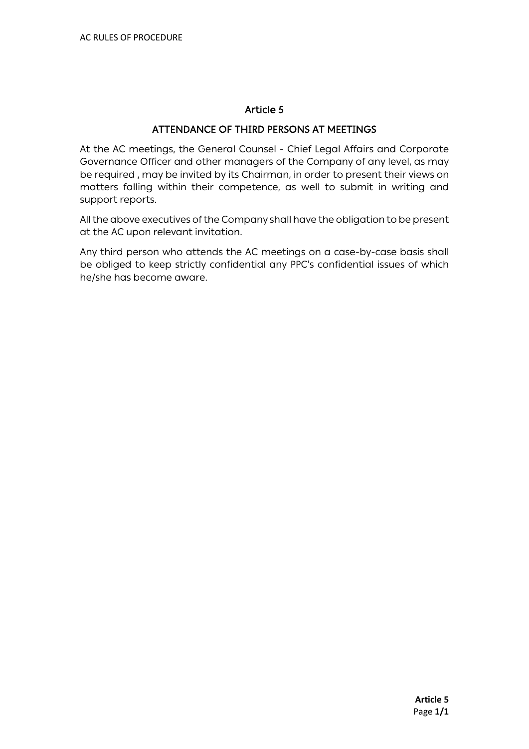# Article 5

## ATTENDANCE OF THIRD PERSONS AT MEETINGS

At the AC meetings, the General Counsel - Chief Legal Affairs and Corporate Governance Officer and other managers of the Company of any level, as may be required , may be invited by its Chairman, in order to present their views on matters falling within their competence, as well to submit in writing and support reports.

All the above executives of the Company shall have the obligation to be present at the AC upon relevant invitation.

Any third person who attends the AC meetings on a case-by-case basis shall be obliged to keep strictly confidential any PPC's confidential issues of which he/she has become aware.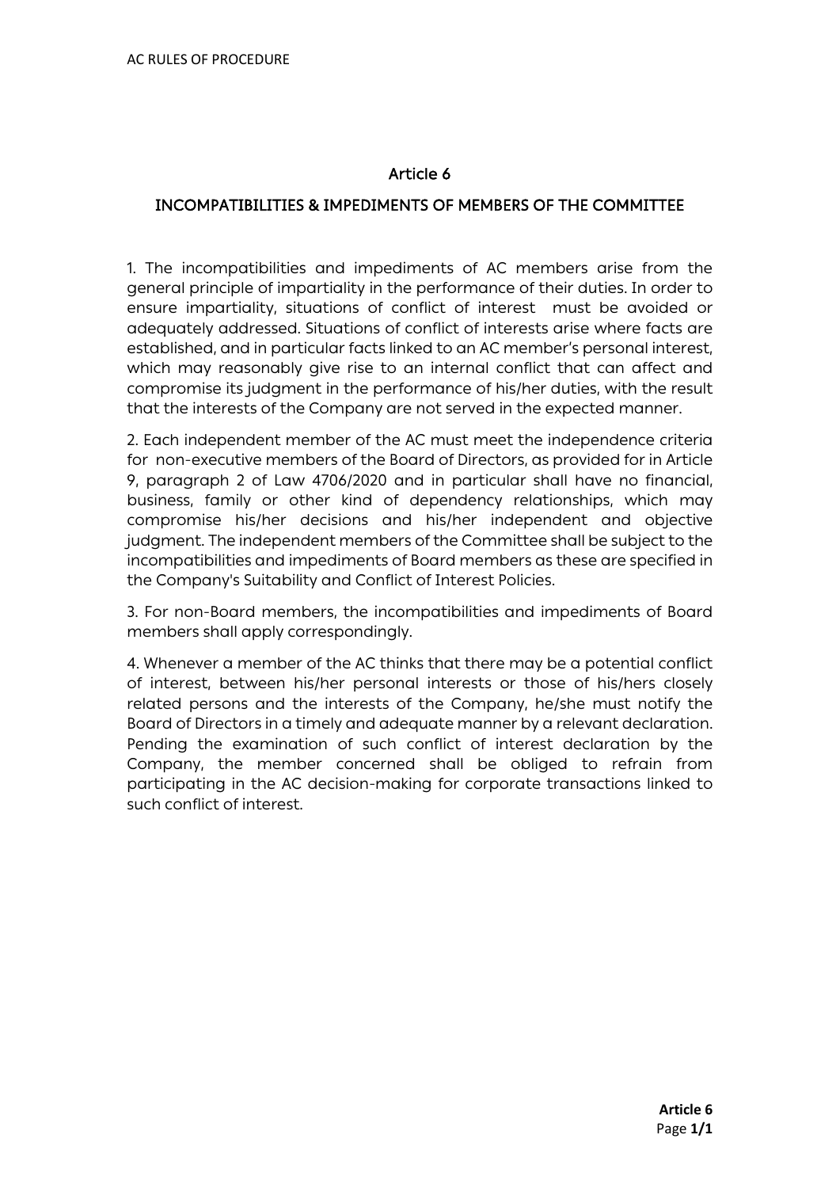## Article 6

## INCOMPATIBILITIES & IMPEDIMENTS OF MEMBERS OF THE COMMITTEE

1. The incompatibilities and impediments of AC members arise from the general principle of impartiality in the performance of their duties. In order to ensure impartiality, situations of conflict of interest must be avoided or adequately addressed. Situations of conflict of interests arise where facts are established, and in particular facts linked to an AC member's personal interest, which may reasonably give rise to an internal conflict that can affect and compromise its judgment in the performance of his/her duties, with the result that the interests of the Company are not served in the expected manner.

2. Each independent member of the AC must meet the independence criteria for non-executive members of the Board of Directors, as provided for in Article 9, paragraph 2 of Law 4706/2020 and in particular shall have no financial, business, family or other kind of dependency relationships, which may compromise his/her decisions and his/her independent and objective judgment. The independent members of the Committee shall be subject to the incompatibilities and impediments of Board members as these are specified in the Company's Suitability and Conflict of Interest Policies.

3. For non-Board members, the incompatibilities and impediments of Board members shall apply correspondingly.

4. Whenever a member of the AC thinks that there may be a potential conflict of interest, between his/her personal interests or those of his/hers closely related persons and the interests of the Company, he/she must notify the Board of Directors in a timely and adequate manner by a relevant declaration. Pending the examination of such conflict of interest declaration by the Company, the member concerned shall be obliged to refrain from participating in the AC decision-making for corporate transactions linked to such conflict of interest.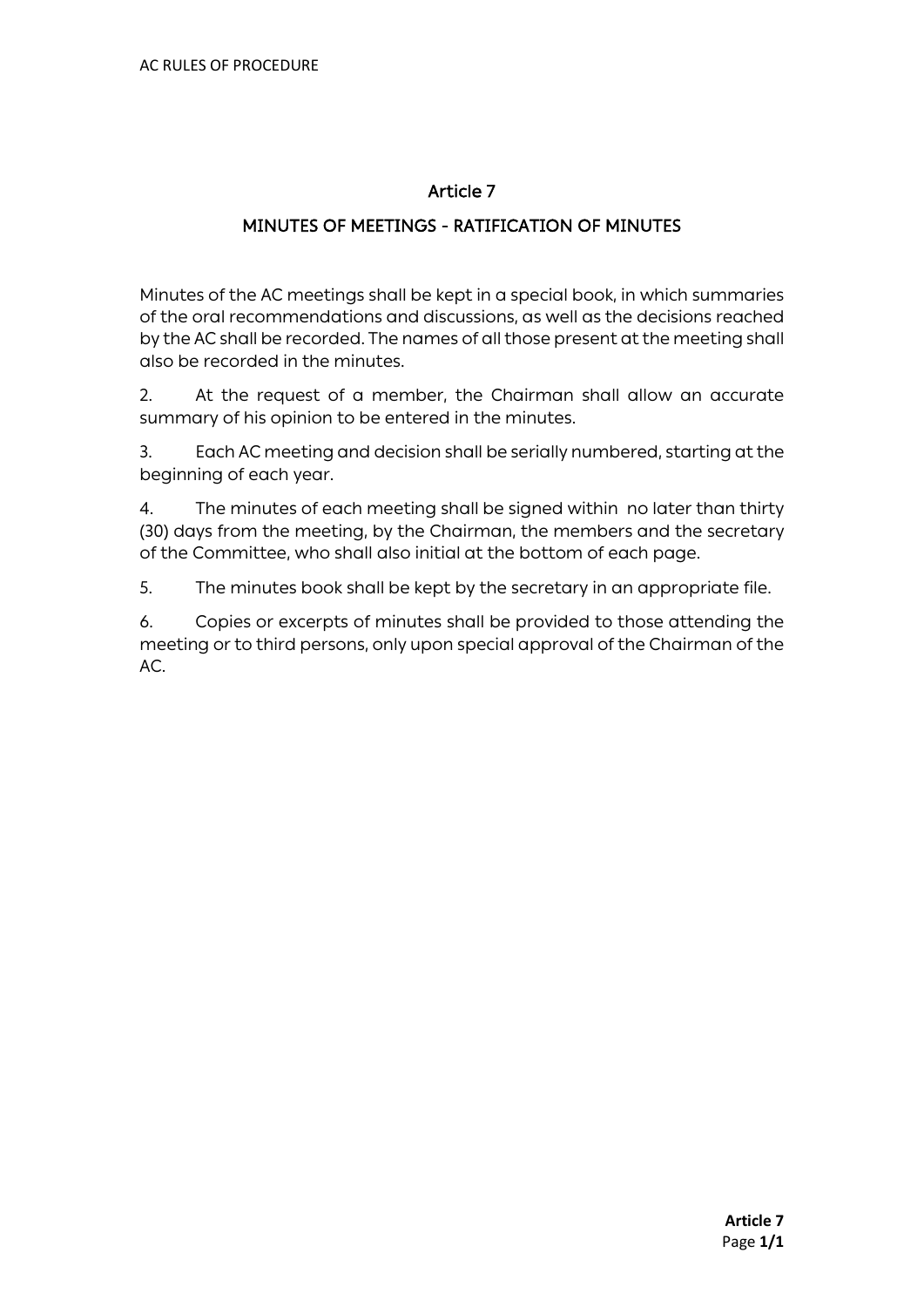## Article 7

## MINUTES OF MEETINGS - RATIFICATION OF MINUTES

Minutes of the AC meetings shall be kept in a special book, in which summaries of the oral recommendations and discussions, as well as the decisions reached by the AC shall be recorded. The names of all those present at the meeting shall also be recorded in the minutes.

2. At the request of a member, the Chairman shall allow an accurate summary of his opinion to be entered in the minutes.

3. Each AC meeting and decision shall be serially numbered, starting at the beginning of each year.

4. The minutes of each meeting shall be signed within no later than thirty (30) days from the meeting, by the Chairman, the members and the secretary of the Committee, who shall also initial at the bottom of each page.

5. The minutes book shall be kept by the secretary in an appropriate file.

6. Copies or excerpts of minutes shall be provided to those attending the meeting or to third persons, only upon special approval of the Chairman of the AC.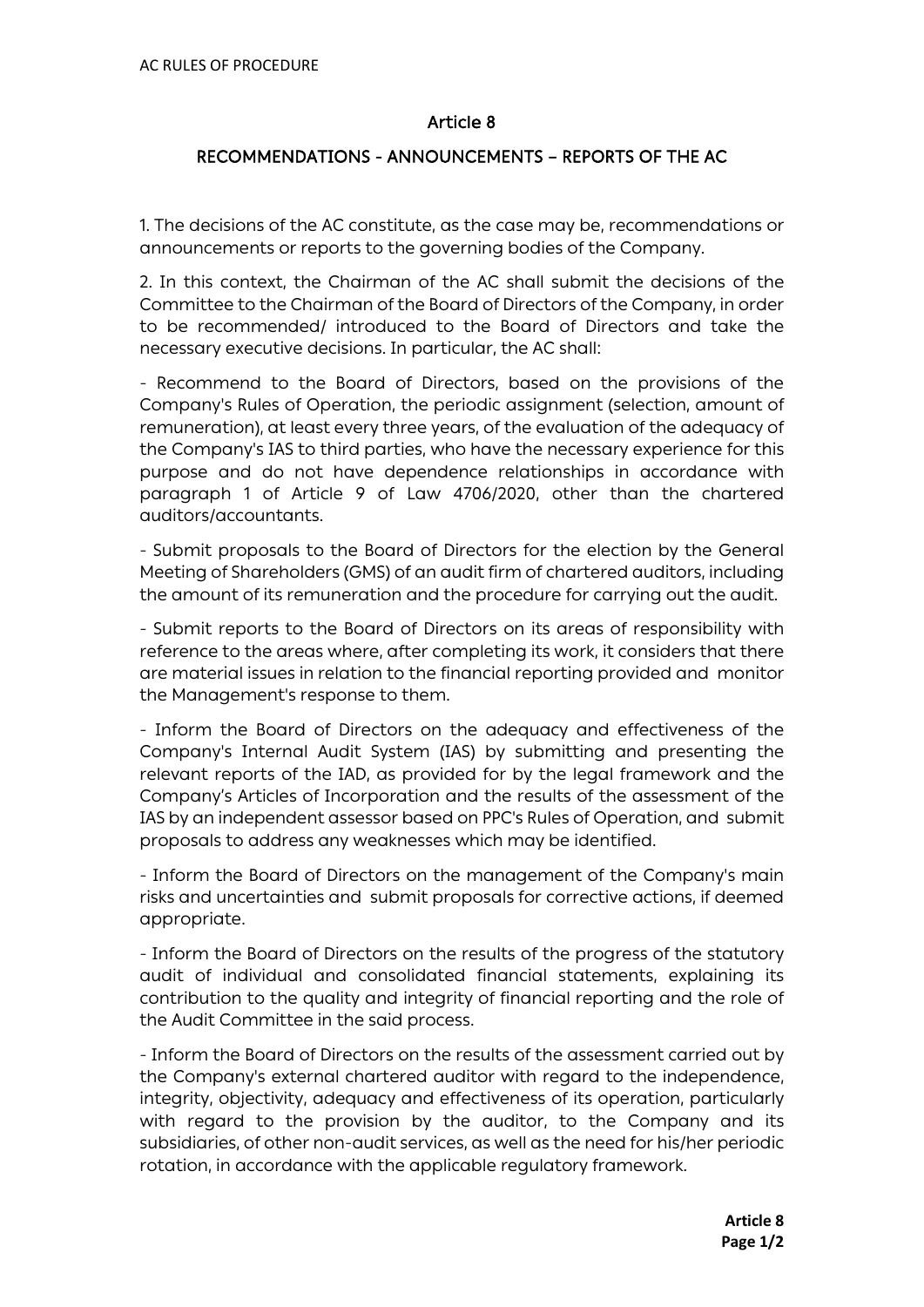## Article 8

## RECOMMENDATIONS - ANNOUNCEMENTS – REPORTS OF THE AC

1. The decisions of the AC constitute, as the case may be, recommendations or announcements or reports to the governing bodies of the Company.

2. In this context, the Chairman of the AC shall submit the decisions of the Committee to the Chairman of the Board of Directors of the Company, in order to be recommended/ introduced to the Board of Directors and take the necessary executive decisions. In particular, the AC shall:

- Recommend to the Board of Directors, based on the provisions of the Company's Rules of Operation, the periodic assignment (selection, amount of remuneration), at least every three years, of the evaluation of the adequacy of the Company's IAS to third parties, who have the necessary experience for this purpose and do not have dependence relationships in accordance with paragraph 1 of Article 9 of Law 4706/2020, other than the chartered auditors/accountants.

- Submit proposals to the Board of Directors for the election by the General Meeting of Shareholders (GMS) of an audit firm of chartered auditors, including the amount of its remuneration and the procedure for carrying out the audit.

- Submit reports to the Board of Directors on its areas of responsibility with reference to the areas where, after completing its work, it considers that there are material issues in relation to the financial reporting provided and monitor the Management's response to them.

- Inform the Board of Directors on the adequacy and effectiveness of the Company's Internal Audit System (IAS) by submitting and presenting the relevant reports of the IAD, as provided for by the legal framework and the Company's Articles of Incorporation and the results of the assessment of the IAS by an independent assessor based on PPC's Rules of Operation, and submit proposals to address any weaknesses which may be identified.

- Inform the Board of Directors on the management of the Company's main risks and uncertainties and submit proposals for corrective actions, if deemed appropriate.

- Inform the Board of Directors on the results of the progress of the statutory audit of individual and consolidated financial statements, explaining its contribution to the quality and integrity of financial reporting and the role of the Audit Committee in the said process.

- Inform the Board of Directors on the results of the assessment carried out by the Company's external chartered auditor with regard to the independence, integrity, objectivity, adequacy and effectiveness of its operation, particularly with regard to the provision by the auditor, to the Company and its subsidiaries, of other non-audit services, as well as the need for his/her periodic rotation, in accordance with the applicable regulatory framework.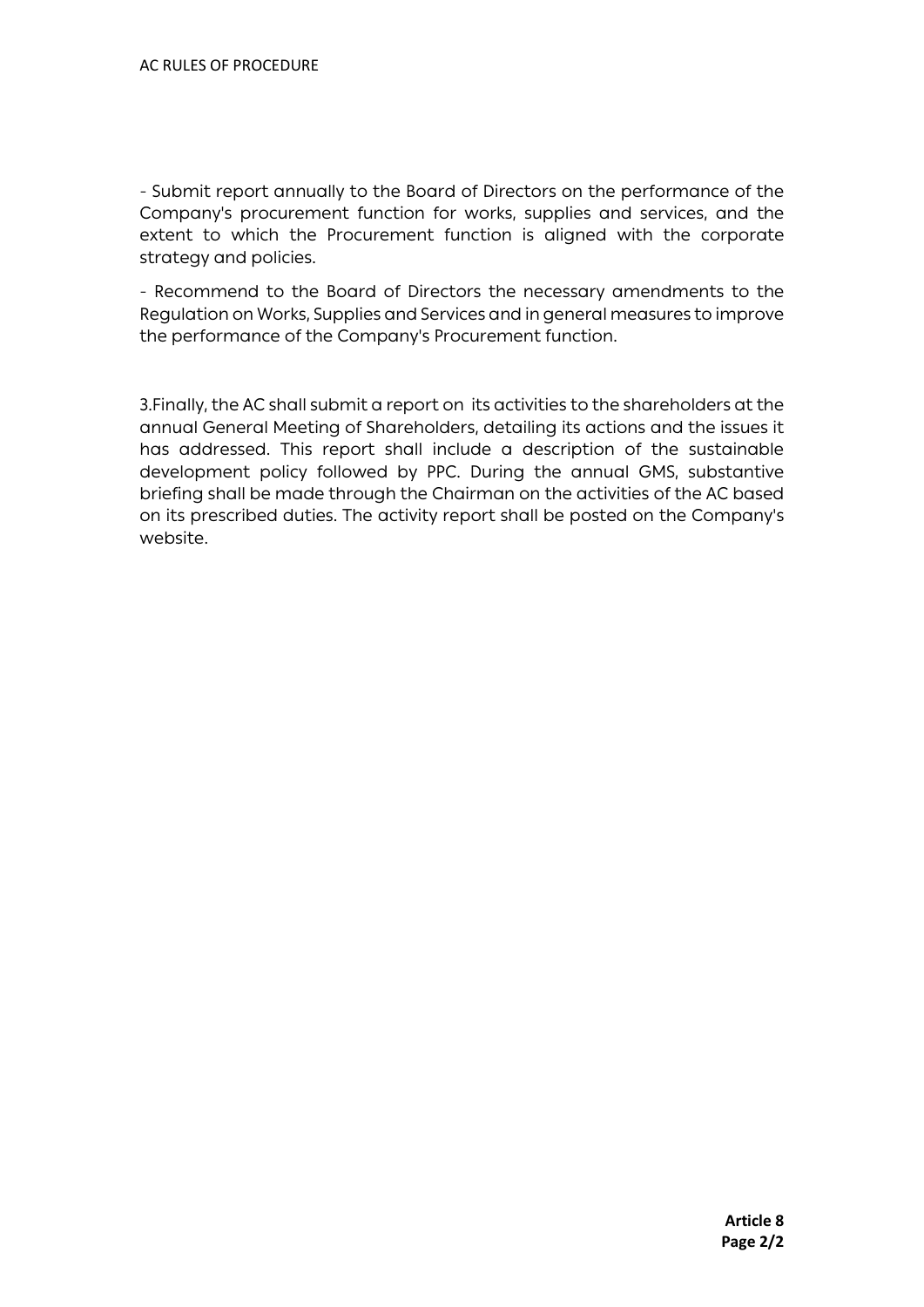- Submit report annually to the Board of Directors on the performance of the Company's procurement function for works, supplies and services, and the extent to which the Procurement function is aligned with the corporate strategy and policies.

- Recommend to the Board of Directors the necessary amendments to the Regulation on Works, Supplies and Services and in general measures to improve the performance of the Company's Procurement function.

3.Finally, the AC shall submit a report on its activities to the shareholders at the annual General Meeting of Shareholders, detailing its actions and the issues it has addressed. This report shall include a description of the sustainable development policy followed by PPC. During the annual GMS, substantive briefing shall be made through the Chairman on the activities of the AC based on its prescribed duties. The activity report shall be posted on the Company's website.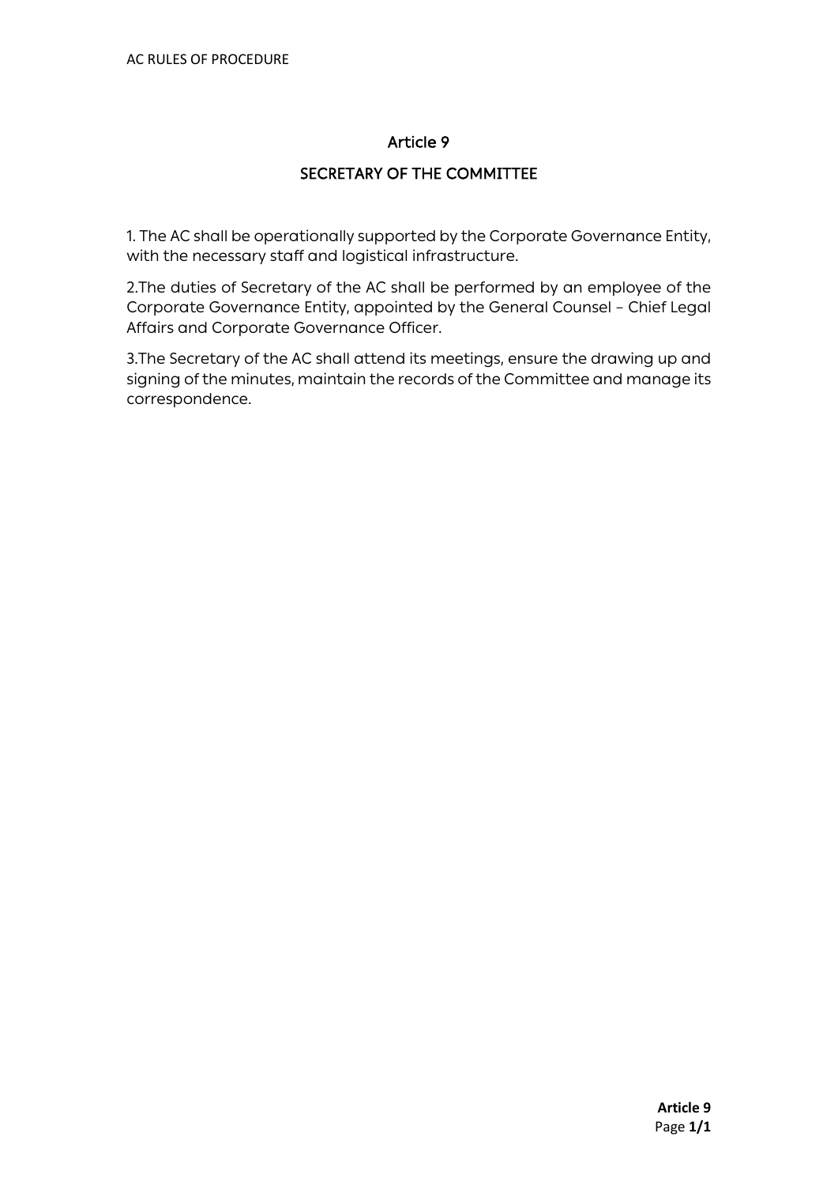# Article 9

## SECRETARY OF THE COMMITTEE

1. The AC shall be operationally supported by the Corporate Governance Entity, with the necessary staff and logistical infrastructure.

2. The duties of Secretary of the AC shall be performed by an employee of the Corporate Governance Entity, appointed by the General Counsel – Chief Legal Affairs and Corporate Governance Officer.

3. The Secretary of the AC shall attend its meetings, ensure the drawing up and signing of the minutes, maintain the records of the Committee and manage its correspondence.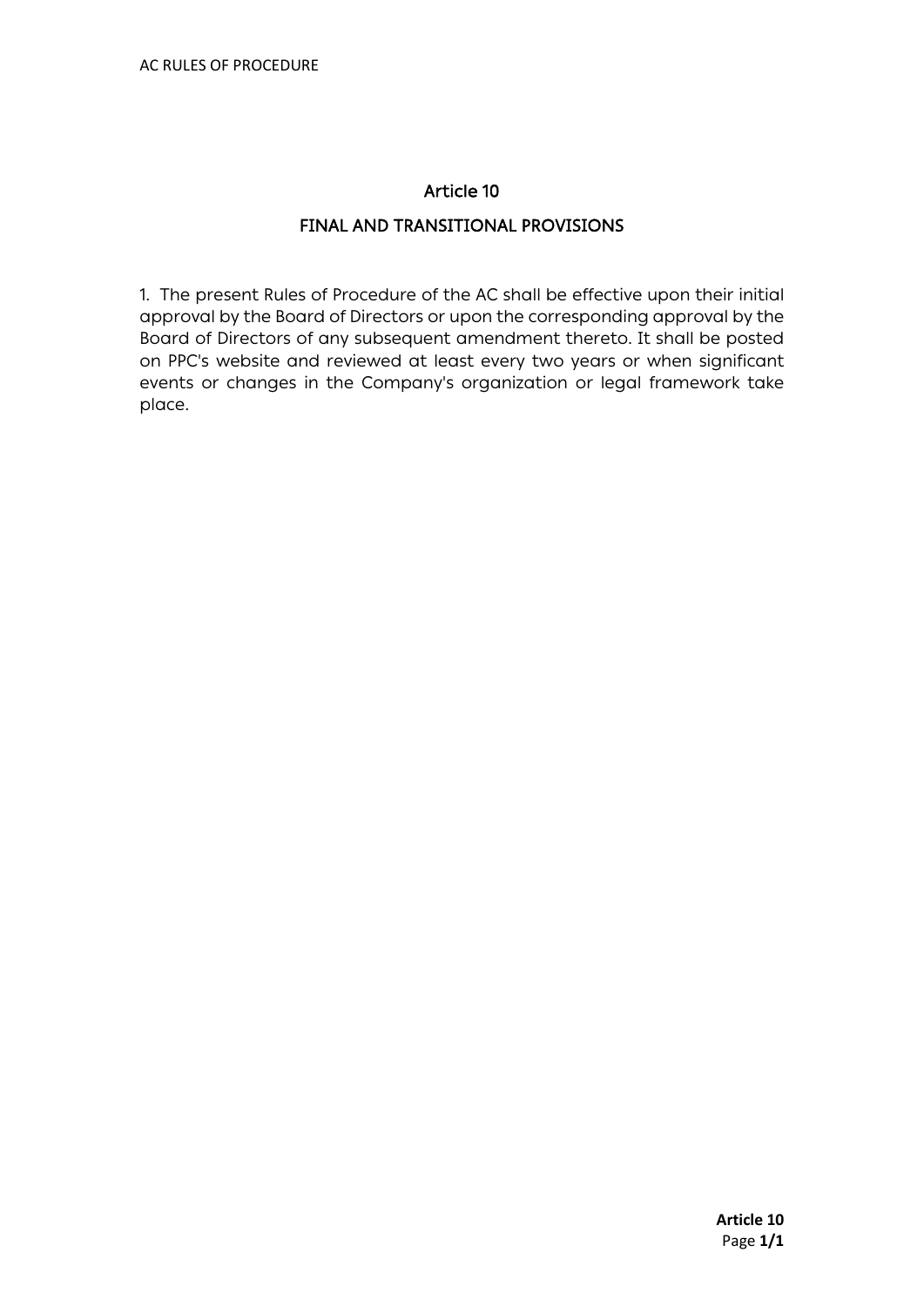## Article 10

## FINAL AND TRANSITIONAL PROVISIONS

1. The present Rules of Procedure of the AC shall be effective upon their initial approval by the Board of Directors or upon the corresponding approval by the Board of Directors of any subsequent amendment thereto. It shall be posted on PPC's website and reviewed at least every two years or when significant events or changes in the Company's organization or legal framework take place.